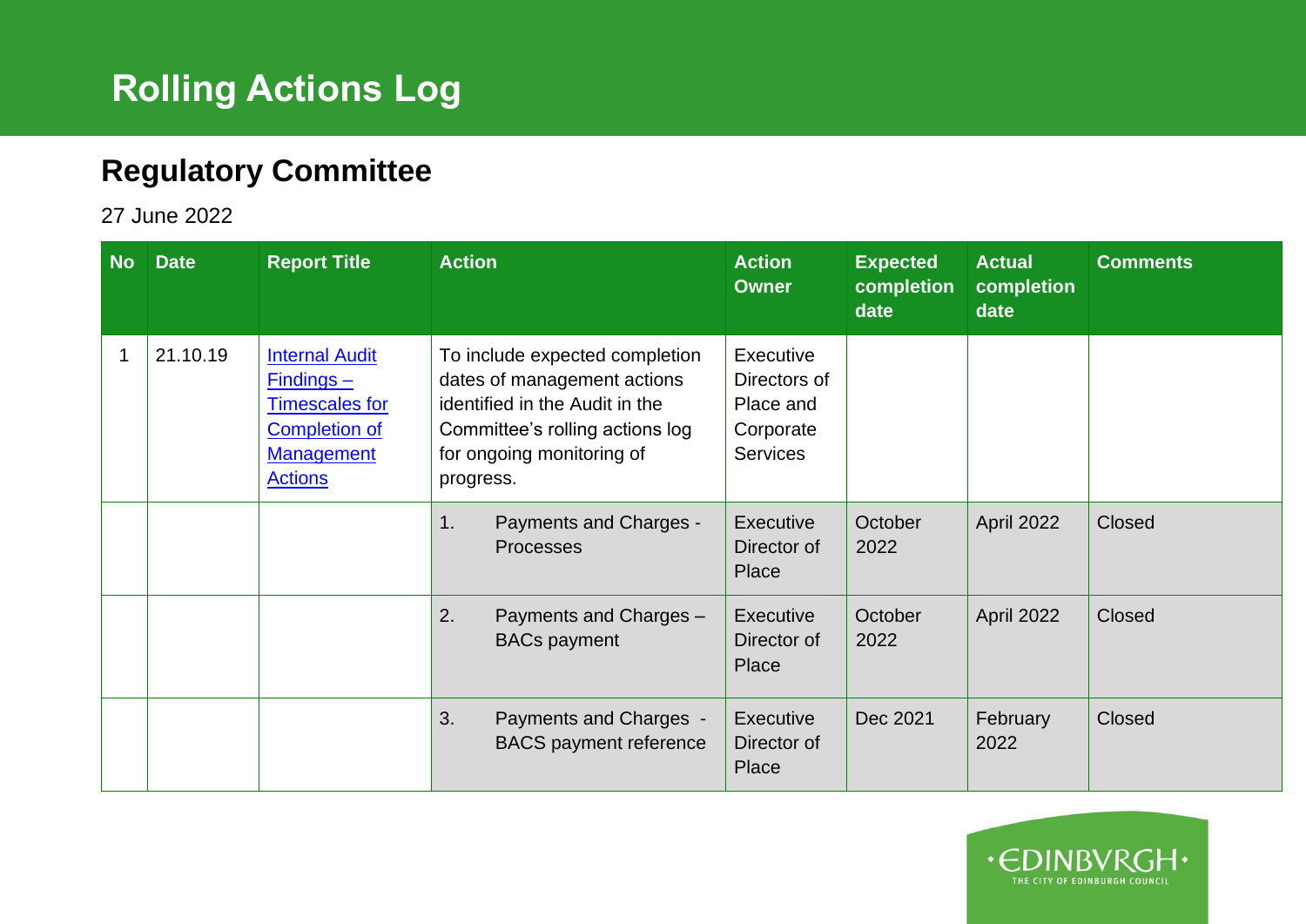# Rolling Actions Log

## Regulatory Committee

27 June 2022

| No | Date | Report Title | Action | Action Owner | Expected completion date | Actual completion date | Comments |
|---|---|---|---|---|---|---|---|
| 1 | 21.10.19 | Internal Audit Findings – Timescales for Completion of Management Actions | To include expected completion dates of management actions identified in the Audit in the Committee's rolling actions log for ongoing monitoring of progress. | Executive Directors of Place and Corporate Services | | | |
| | | | 1. Payments and Charges - Processes | Executive Director of Place | October 2022 | April 2022 | Closed |
| | | | 2. Payments and Charges – BACs payment | Executive Director of Place | October 2022 | April 2022 | Closed |
| | | | 3. Payments and Charges - BACS payment reference | Executive Director of Place | Dec 2021 | February 2022 | Closed |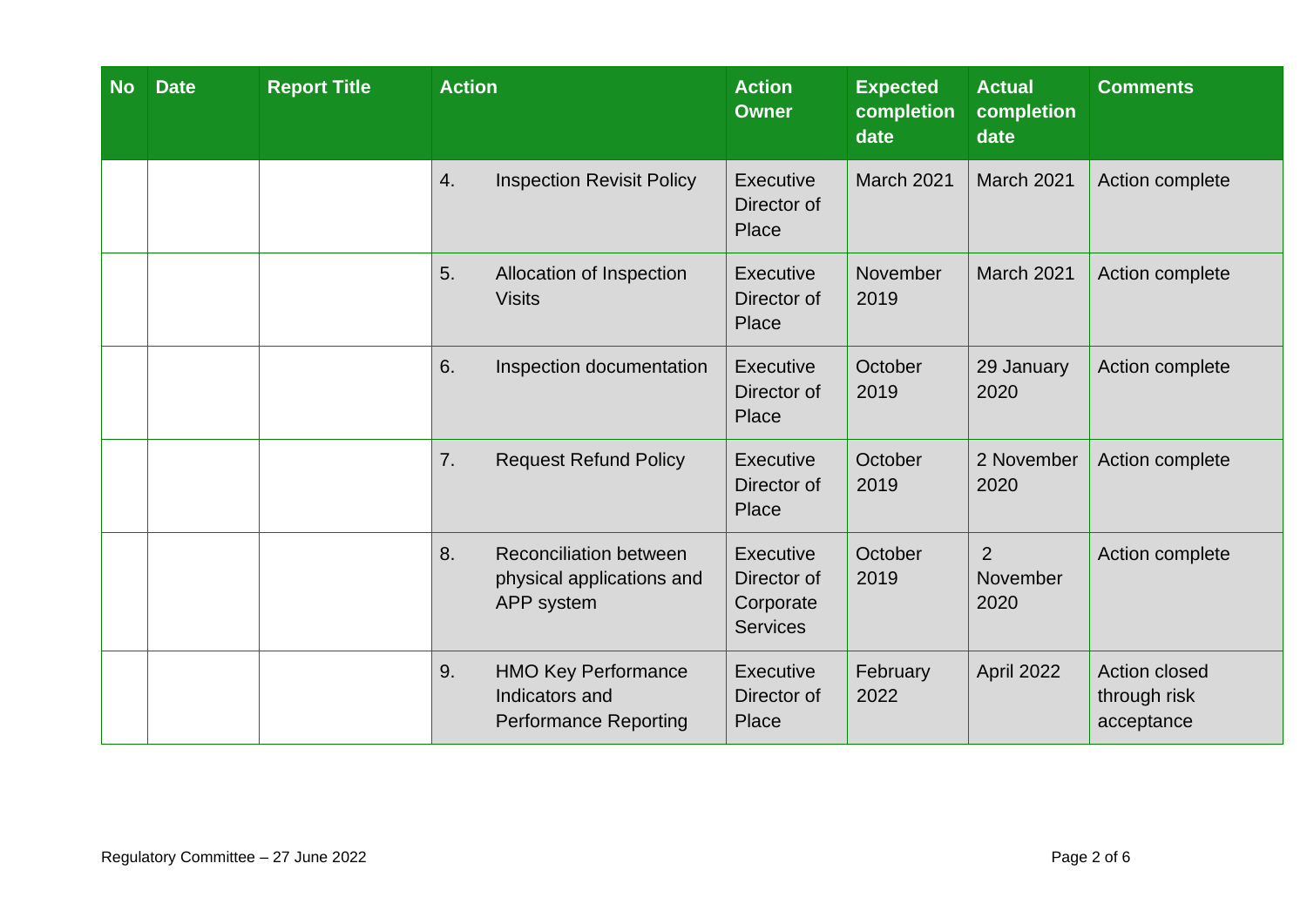| No | Date | Report Title | Action | Action Owner | Expected completion date | Actual completion date | Comments |
|---|---|---|---|---|---|---|---|
| | | | 4. Inspection Revisit Policy | Executive Director of Place | March 2021 | March 2021 | Action complete |
| | | | 5. Allocation of Inspection Visits | Executive Director of Place | November 2019 | March 2021 | Action complete |
| | | | 6. Inspection documentation | Executive Director of Place | October 2019 | 29 January 2020 | Action complete |
| | | | 7. Request Refund Policy | Executive Director of Place | October 2019 | 2 November 2020 | Action complete |
| | | | 8. Reconciliation between physical applications and APP system | Executive Director of Corporate Services | October 2019 | 2 November 2020 | Action complete |
| | | | 9. HMO Key Performance Indicators and Performance Reporting | Executive Director of Place | February 2022 | April 2022 | Action closed through risk acceptance |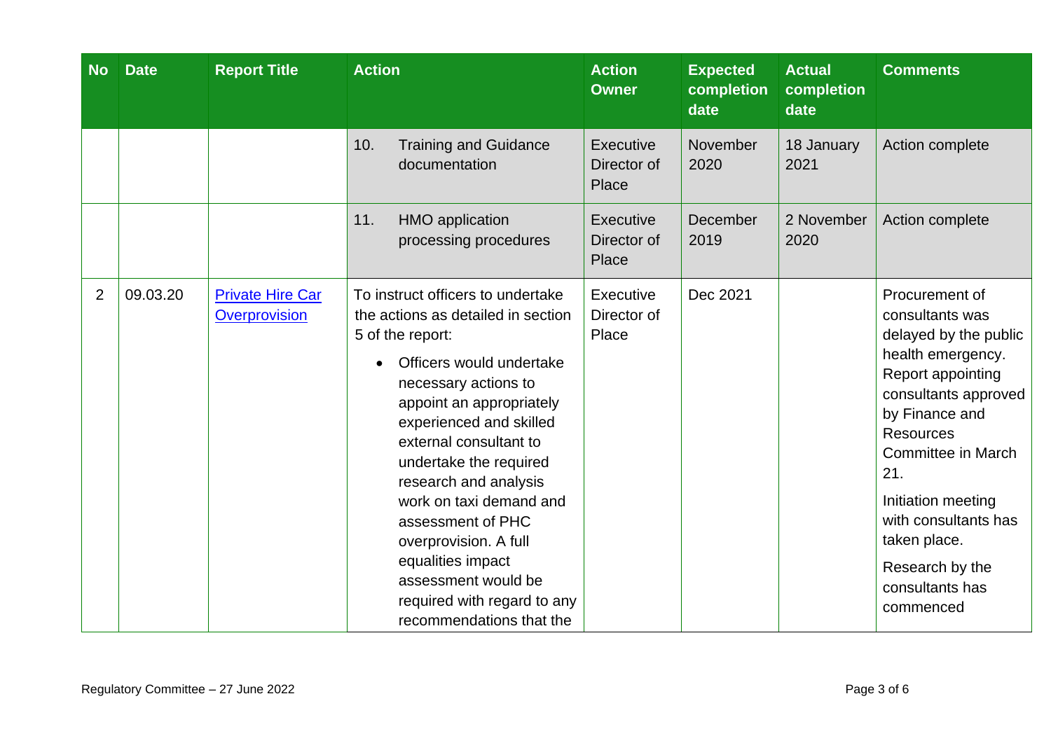| No | Date | Report Title | Action | Action Owner | Expected completion date | Actual completion date | Comments |
|---|---|---|---|---|---|---|---|
| | | | 10. Training and Guidance documentation | Executive Director of Place | November 2020 | 18 January 2021 | Action complete |
| | | | 11. HMO application processing procedures | Executive Director of Place | December 2019 | 2 November 2020 | Action complete |
| 2 | 09.03.20 | Private Hire Car Overprovision | To instruct officers to undertake the actions as detailed in section 5 of the report:<br>• Officers would undertake necessary actions to appoint an appropriately experienced and skilled external consultant to undertake the required research and analysis work on taxi demand and assessment of PHC overprovision. A full equalities impact assessment would be required with regard to any recommendations that the | Executive Director of Place | Dec 2021 | | Procurement of consultants was delayed by the public health emergency. Report appointing consultants approved by Finance and Resources Committee in March 21.<br>Initiation meeting with consultants has taken place.<br>Research by the consultants has commenced |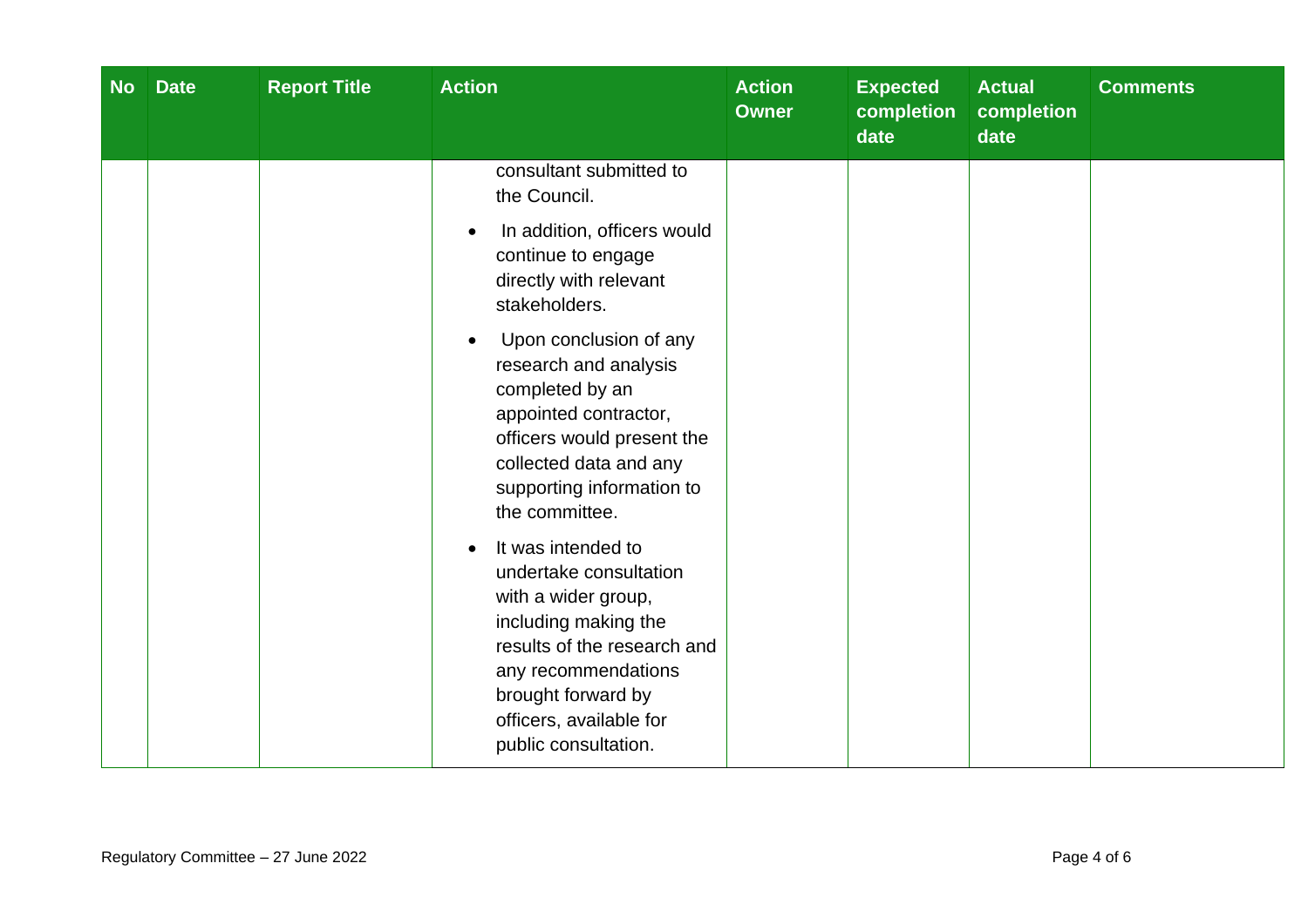| No | Date | Report Title | Action | Action Owner | Expected completion date | Actual completion date | Comments |
|---|---|---|---|---|---|---|---|
| | | | consultant submitted to the Council.<br>• In addition, officers would continue to engage directly with relevant stakeholders.<br>• Upon conclusion of any research and analysis completed by an appointed contractor, officers would present the collected data and any supporting information to the committee.<br>• It was intended to undertake consultation with a wider group, including making the results of the research and any recommendations brought forward by officers, available for public consultation. | | | | |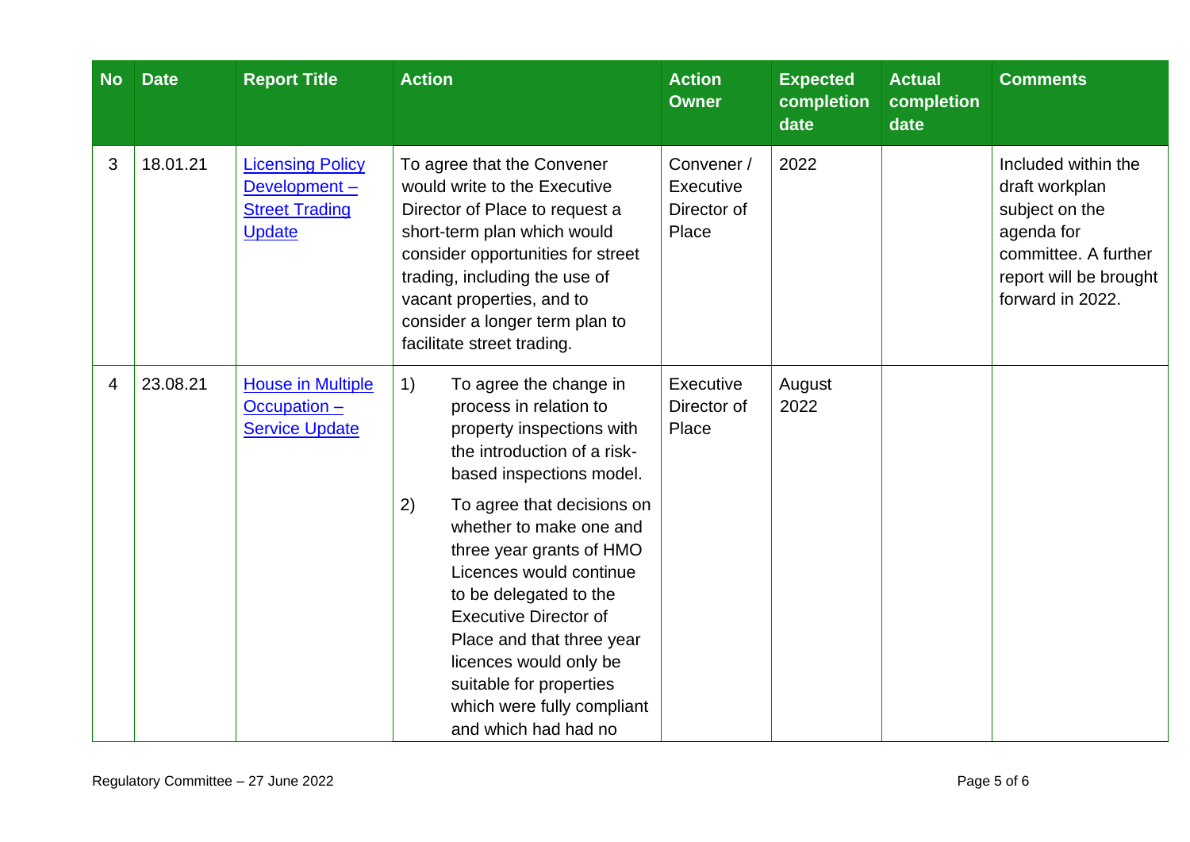| No | Date | Report Title | Action | Action Owner | Expected completion date | Actual completion date | Comments |
|---|---|---|---|---|---|---|---|
| 3 | 18.01.21 | Licensing Policy Development – Street Trading Update | To agree that the Convener would write to the Executive Director of Place to request a short-term plan which would consider opportunities for street trading, including the use of vacant properties, and to consider a longer term plan to facilitate street trading. | Convener / Executive Director of Place | 2022 | | Included within the draft workplan subject on the agenda for committee. A further report will be brought forward in 2022. |
| 4 | 23.08.21 | House in Multiple Occupation – Service Update | 1) To agree the change in process in relation to property inspections with the introduction of a risk-based inspections model.<br>2) To agree that decisions on whether to make one and three year grants of HMO Licences would continue to be delegated to the Executive Director of Place and that three year licences would only be suitable for properties which were fully compliant and which had had no | Executive Director of Place | August 2022 | | |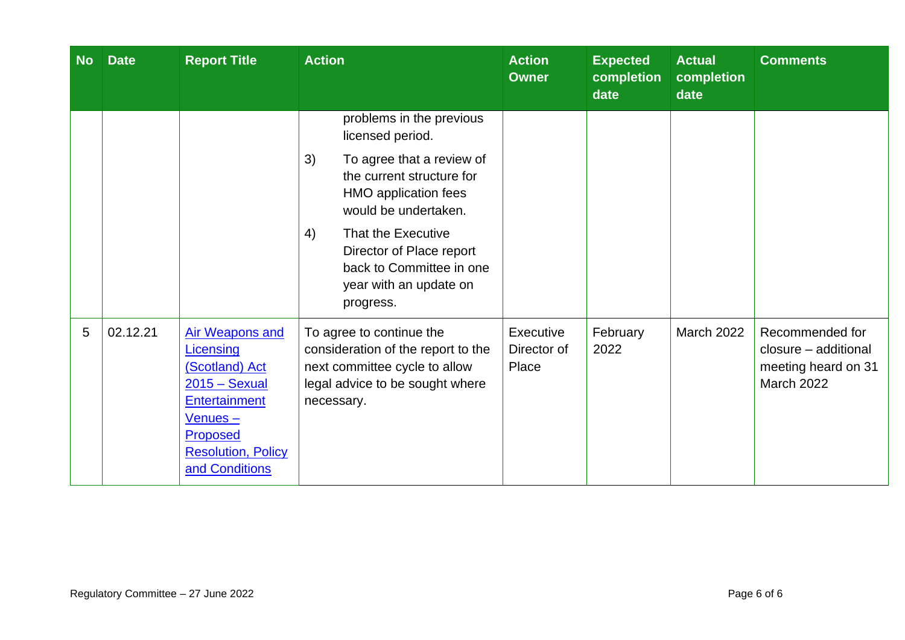| No | Date | Report Title | Action | Action Owner | Expected completion date | Actual completion date | Comments |
|---|---|---|---|---|---|---|---|
| | | | problems in the previous licensed period.<br><br>3) To agree that a review of the current structure for HMO application fees would be undertaken.<br><br>4) That the Executive Director of Place report back to Committee in one year with an update on progress. | | | | |
| 5 | 02.12.21 | Air Weapons and Licensing (Scotland) Act 2015 – Sexual Entertainment Venues – Proposed Resolution, Policy and Conditions | To agree to continue the consideration of the report to the next committee cycle to allow legal advice to be sought where necessary. | Executive Director of Place | February 2022 | March 2022 | Recommended for closure – additional meeting heard on 31 March 2022 |